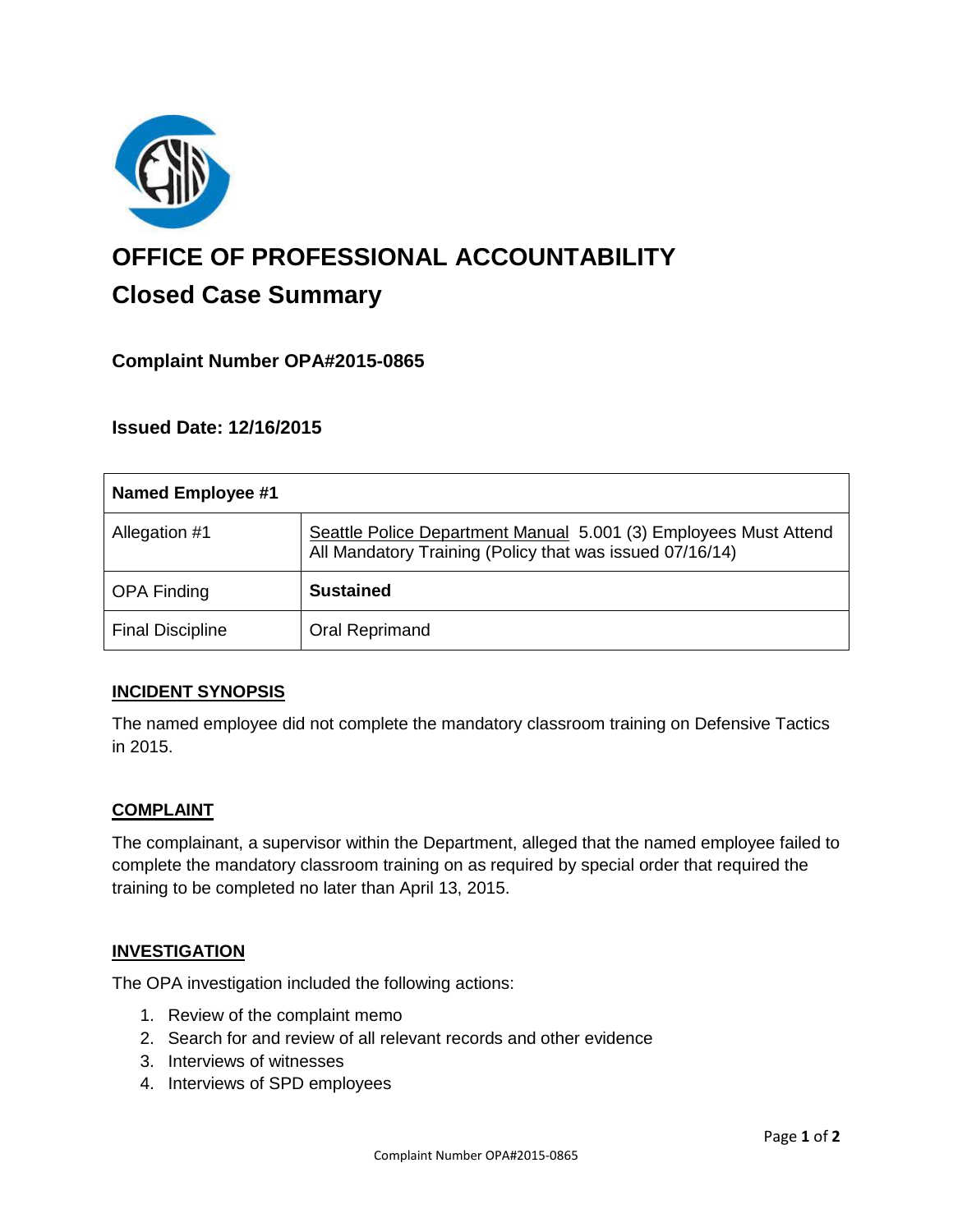# OFFICE OF PROFESSIONAL ACCOUNTABILITY

## Closed Case Summary

### Complaint Number OPA#2015-0865

### Issued Date: 12/16/2015

| Named Employee #1 | |
|---|---|
| Allegation #1 | Seattle Police Department Manual 5.001 (3) Employees Must Attend All Mandatory Training (Policy that was issued 07/16/14) |
| OPA Finding | **Sustained** |
| Final Discipline | Oral Reprimand |

## INCIDENT SYNOPSIS

The named employee did not complete the mandatory classroom training on Defensive Tactics in 2015.

## COMPLAINT

The complainant, a supervisor within the Department, alleged that the named employee failed to complete the mandatory classroom training on as required by special order that required the training to be completed no later than April 13, 2015.

## INVESTIGATION

The OPA investigation included the following actions:

1. Review of the complaint memo
2. Search for and review of all relevant records and other evidence
3. Interviews of witnesses
4. Interviews of SPD employees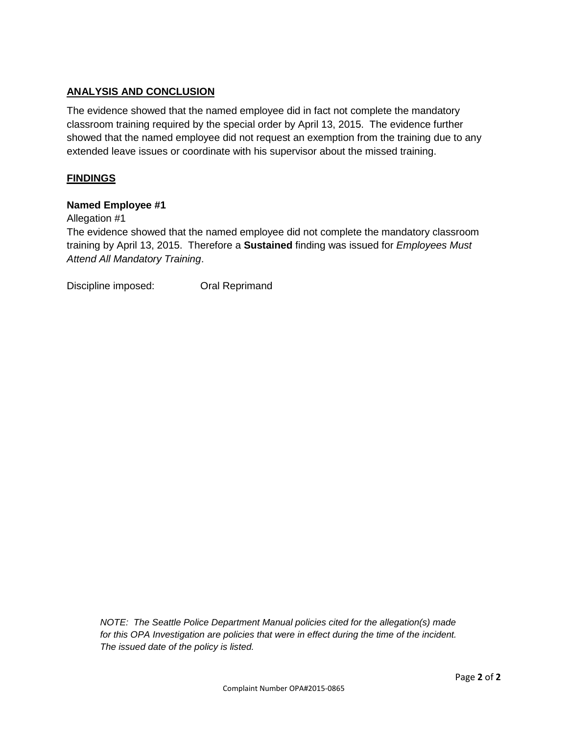## ANALYSIS AND CONCLUSION

The evidence showed that the named employee did in fact not complete the mandatory classroom training required by the special order by April 13, 2015. The evidence further showed that the named employee did not request an exemption from the training due to any extended leave issues or coordinate with his supervisor about the missed training.

## FINDINGS

**Named Employee #1**

Allegation #1

The evidence showed that the named employee did not complete the mandatory classroom training by April 13, 2015. Therefore a **Sustained** finding was issued for *Employees Must Attend All Mandatory Training*.

Discipline imposed: Oral Reprimand

*NOTE: The Seattle Police Department Manual policies cited for the allegation(s) made for this OPA Investigation are policies that were in effect during the time of the incident. The issued date of the policy is listed.*

Complaint Number OPA#2015-0865